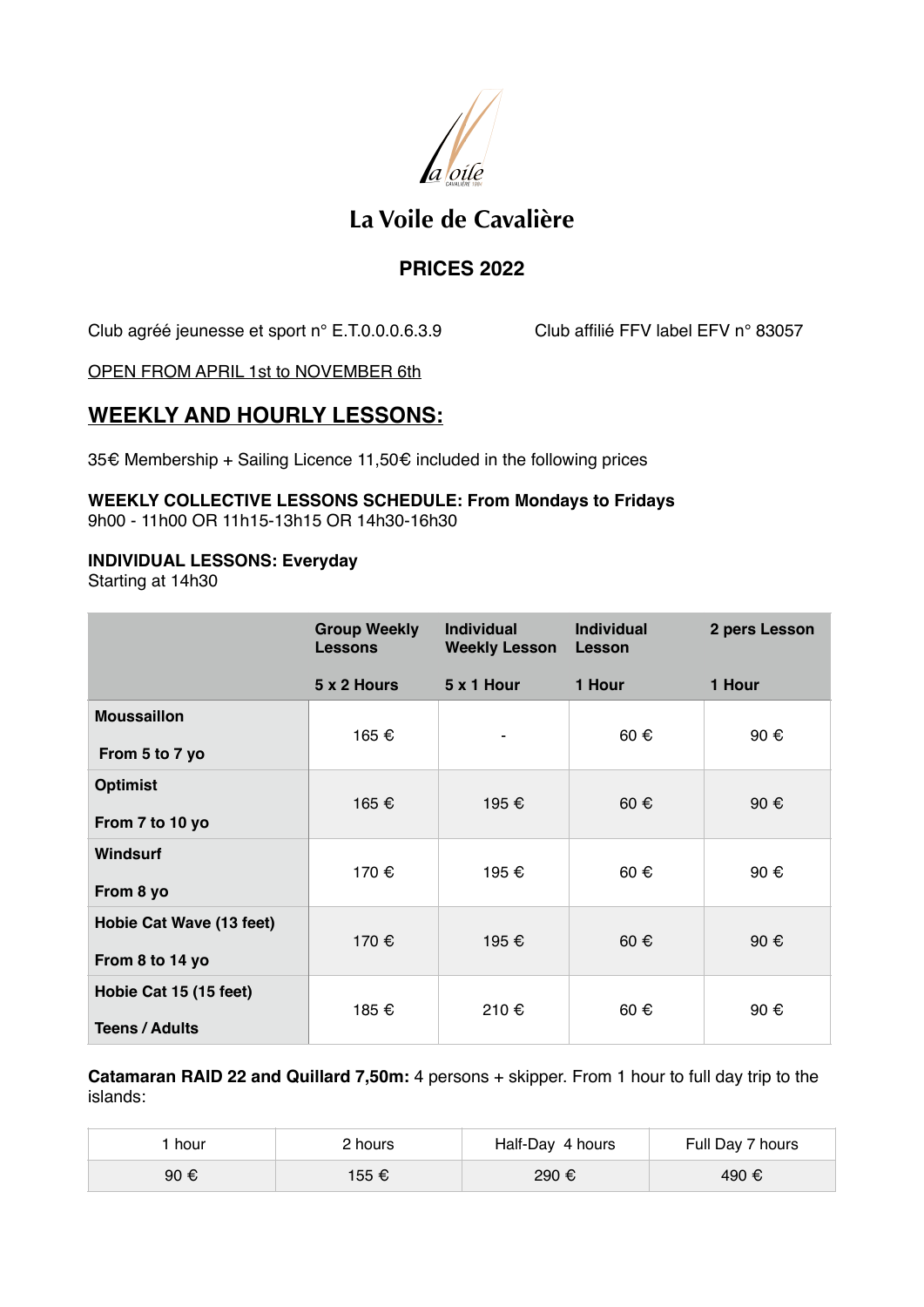# La Voile de Cavalière

## PRICES 2022

Club agréé jeunesse et sport n° E.T.0.0.0.6.3.9

Club affilié FFV label EFV n° 83057

OPEN FROM APRIL 1st to NOVEMBER 6th

## WEEKLY AND HOURLY LESSONS:

35€ Membership + Sailing Licence 11,50€ included in the following prices

**WEEKLY COLLECTIVE LESSONS SCHEDULE: From Mondays to Fridays**
9h00 - 11h00 OR 11h15-13h15 OR 14h30-16h30

**INDIVIDUAL LESSONS: Everyday**
Starting at 14h30

| | Group Weekly Lessons 5 x 2 Hours | Individual Weekly Lesson 5 x 1 Hour | Individual Lesson 1 Hour | 2 pers Lesson 1 Hour |
|---|---|---|---|---|
| **Moussaillon** **From 5 to 7 yo** | 165 € | - | 60 € | 90 € |
| **Optimist** **From 7 to 10 yo** | 165 € | 195 € | 60 € | 90 € |
| **Windsurf** **From 8 yo** | 170 € | 195 € | 60 € | 90 € |
| **Hobie Cat Wave (13 feet)** **From 8 to 14 yo** | 170 € | 195 € | 60 € | 90 € |
| **Hobie Cat 15 (15 feet)** **Teens / Adults** | 185 € | 210 € | 60 € | 90 € |

**Catamaran RAID 22 and Quillard 7,50m:** 4 persons + skipper. From 1 hour to full day trip to the islands:

| 1 hour | 2 hours | Half-Day 4 hours | Full Day 7 hours |
|---|---|---|---|
| 90 € | 155 € | 290 € | 490 € |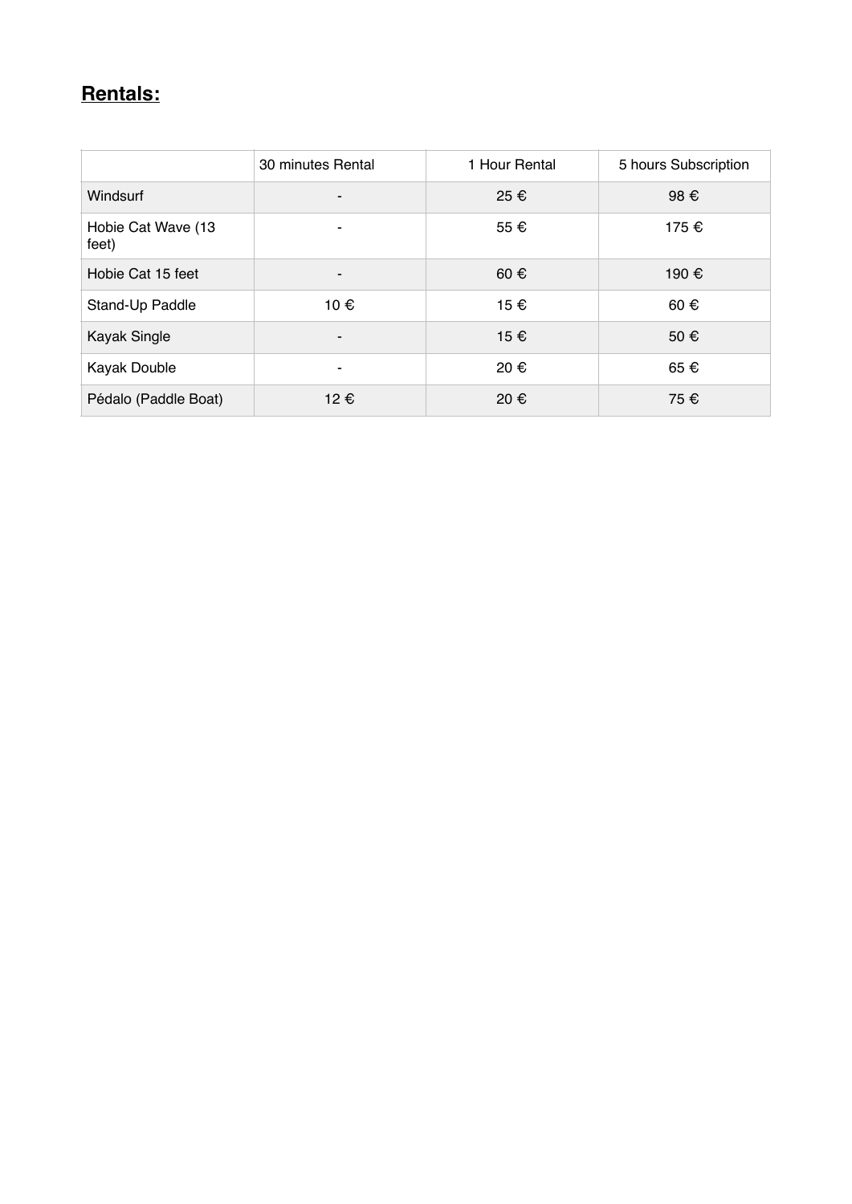## **Rentals:**

| | 30 minutes Rental | 1 Hour Rental | 5 hours Subscription |
|---|---|---|---|
| Windsurf | - | 25 € | 98 € |
| Hobie Cat Wave (13 feet) | - | 55 € | 175 € |
| Hobie Cat 15 feet | - | 60 € | 190 € |
| Stand-Up Paddle | 10 € | 15 € | 60 € |
| Kayak Single | - | 15 € | 50 € |
| Kayak Double | - | 20 € | 65 € |
| Pédalo (Paddle Boat) | 12 € | 20 € | 75 € |